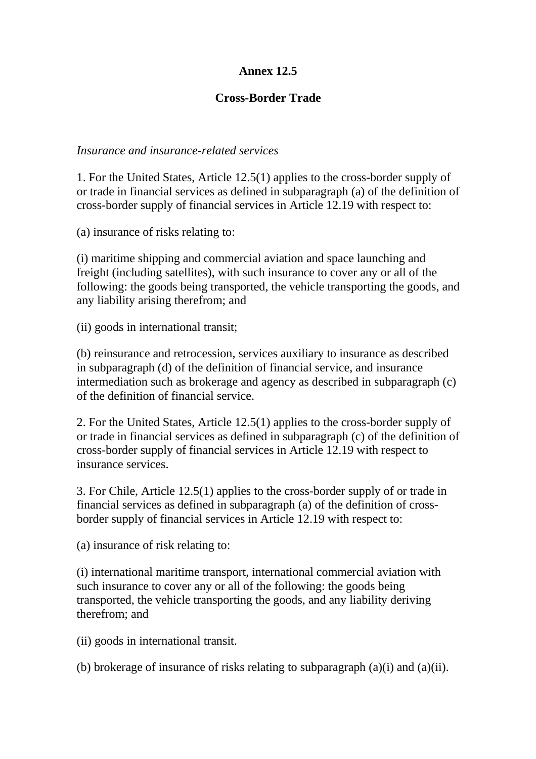**Annex 12.5**

**Cross-Border Trade**

*Insurance and insurance-related services*

1. For the United States, Article 12.5(1) applies to the cross-border supply of or trade in financial services as defined in subparagraph (a) of the definition of cross-border supply of financial services in Article 12.19 with respect to:

(a) insurance of risks relating to:

(i) maritime shipping and commercial aviation and space launching and freight (including satellites), with such insurance to cover any or all of the following: the goods being transported, the vehicle transporting the goods, and any liability arising therefrom; and

(ii) goods in international transit;

(b) reinsurance and retrocession, services auxiliary to insurance as described in subparagraph (d) of the definition of financial service, and insurance intermediation such as brokerage and agency as described in subparagraph (c) of the definition of financial service.

2. For the United States, Article 12.5(1) applies to the cross-border supply of or trade in financial services as defined in subparagraph (c) of the definition of cross-border supply of financial services in Article 12.19 with respect to insurance services.

3. For Chile, Article 12.5(1) applies to the cross-border supply of or trade in financial services as defined in subparagraph (a) of the definition of cross-border supply of financial services in Article 12.19 with respect to:

(a) insurance of risk relating to:

(i) international maritime transport, international commercial aviation with such insurance to cover any or all of the following: the goods being transported, the vehicle transporting the goods, and any liability deriving therefrom; and

(ii) goods in international transit.

(b) brokerage of insurance of risks relating to subparagraph (a)(i) and (a)(ii).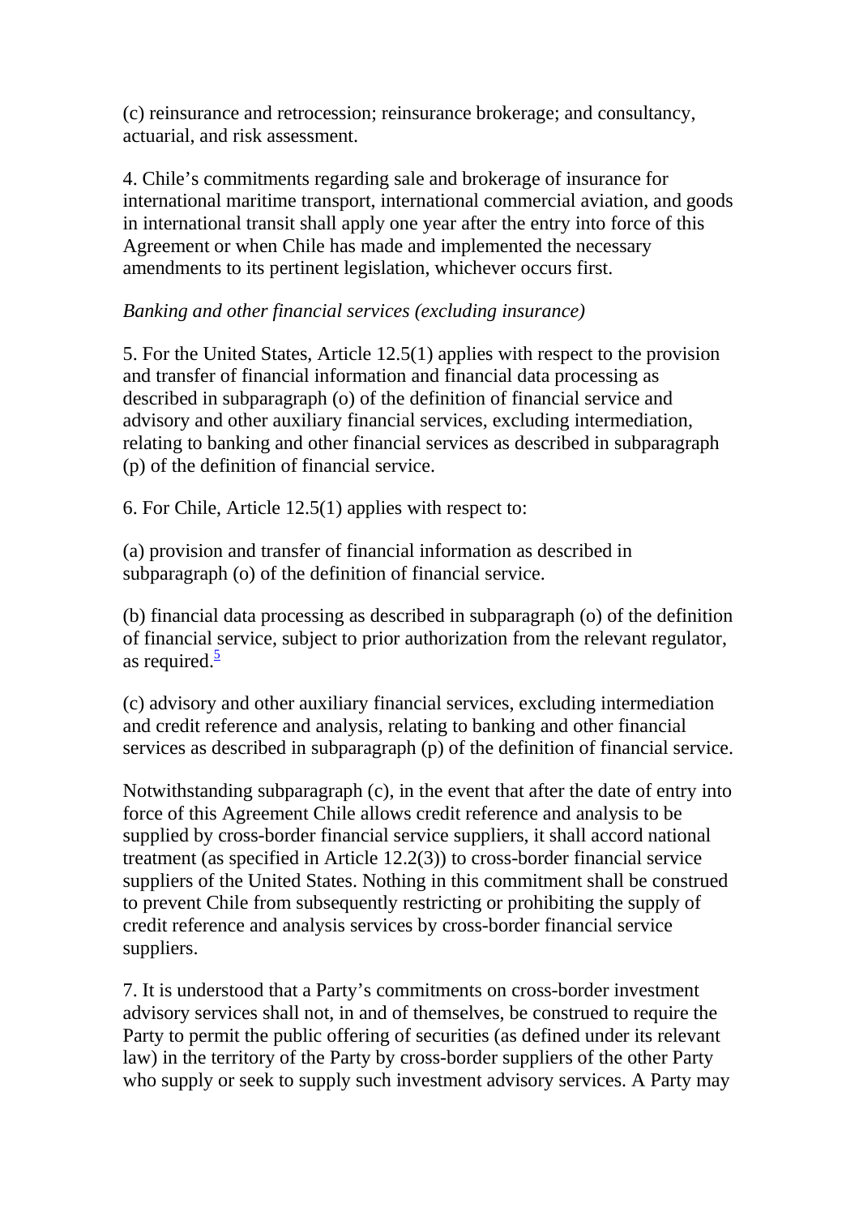(c) reinsurance and retrocession; reinsurance brokerage; and consultancy, actuarial, and risk assessment.

4. Chile's commitments regarding sale and brokerage of insurance for international maritime transport, international commercial aviation, and goods in international transit shall apply one year after the entry into force of this Agreement or when Chile has made and implemented the necessary amendments to its pertinent legislation, whichever occurs first.

*Banking and other financial services (excluding insurance)*

5. For the United States, Article 12.5(1) applies with respect to the provision and transfer of financial information and financial data processing as described in subparagraph (o) of the definition of financial service and advisory and other auxiliary financial services, excluding intermediation, relating to banking and other financial services as described in subparagraph (p) of the definition of financial service.

6. For Chile, Article 12.5(1) applies with respect to:

(a) provision and transfer of financial information as described in subparagraph (o) of the definition of financial service.

(b) financial data processing as described in subparagraph (o) of the definition of financial service, subject to prior authorization from the relevant regulator, as required.[5]

(c) advisory and other auxiliary financial services, excluding intermediation and credit reference and analysis, relating to banking and other financial services as described in subparagraph (p) of the definition of financial service.

Notwithstanding subparagraph (c), in the event that after the date of entry into force of this Agreement Chile allows credit reference and analysis to be supplied by cross-border financial service suppliers, it shall accord national treatment (as specified in Article 12.2(3)) to cross-border financial service suppliers of the United States. Nothing in this commitment shall be construed to prevent Chile from subsequently restricting or prohibiting the supply of credit reference and analysis services by cross-border financial service suppliers.

7. It is understood that a Party's commitments on cross-border investment advisory services shall not, in and of themselves, be construed to require the Party to permit the public offering of securities (as defined under its relevant law) in the territory of the Party by cross-border suppliers of the other Party who supply or seek to supply such investment advisory services. A Party may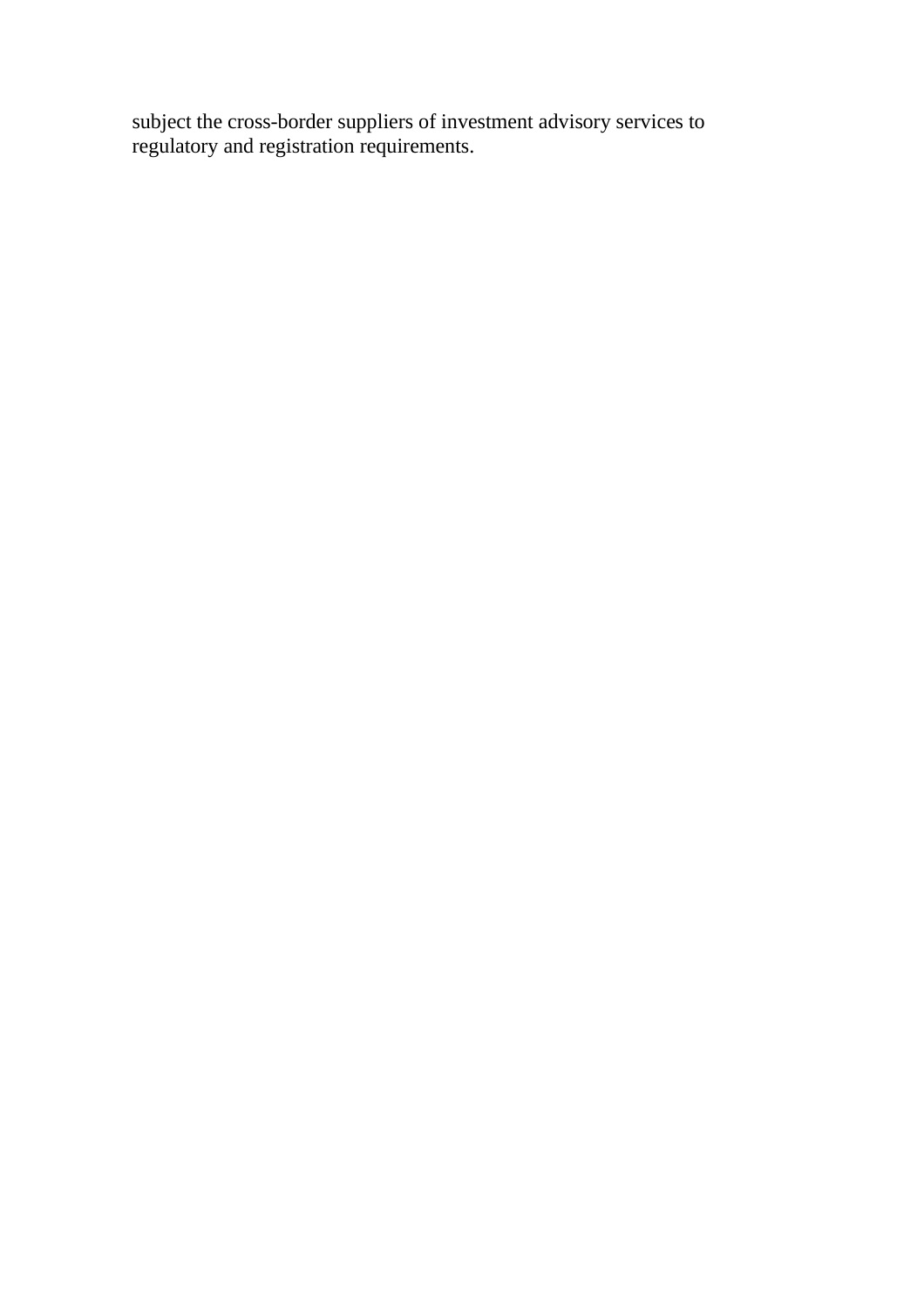subject the cross-border suppliers of investment advisory services to regulatory and registration requirements.